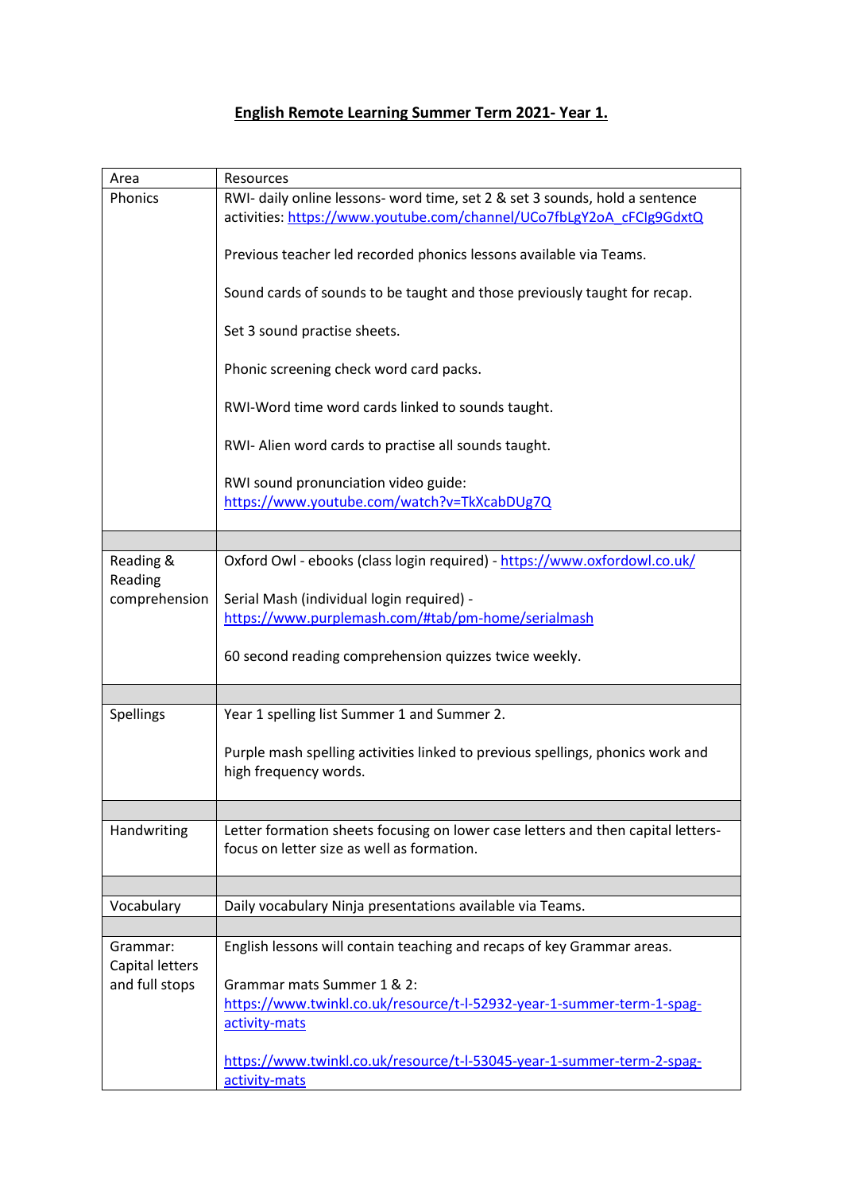# **English Remote Learning Summer Term 2021- Year 1.**

| Area | Resources |
|---|---|
| Phonics | RWI- daily online lessons- word time, set 2 & set 3 sounds, hold a sentence activities: https://www.youtube.com/channel/UCo7fbLgY2oA_cFClg9GdxtQ<br><br>Previous teacher led recorded phonics lessons available via Teams.<br><br>Sound cards of sounds to be taught and those previously taught for recap.<br><br>Set 3 sound practise sheets.<br><br>Phonic screening check word card packs.<br><br>RWI-Word time word cards linked to sounds taught.<br><br>RWI- Alien word cards to practise all sounds taught.<br><br>RWI sound pronunciation video guide: https://www.youtube.com/watch?v=TkXcabDUg7Q |
| | |
| Reading & Reading comprehension | Oxford Owl - ebooks (class login required) - https://www.oxfordowl.co.uk/<br><br>Serial Mash (individual login required) - https://www.purplemash.com/#tab/pm-home/serialmash<br><br>60 second reading comprehension quizzes twice weekly. |
| | |
| Spellings | Year 1 spelling list Summer 1 and Summer 2.<br><br>Purple mash spelling activities linked to previous spellings, phonics work and high frequency words. |
| | |
| Handwriting | Letter formation sheets focusing on lower case letters and then capital letters- focus on letter size as well as formation. |
| | |
| Vocabulary | Daily vocabulary Ninja presentations available via Teams. |
| | |
| Grammar: Capital letters and full stops | English lessons will contain teaching and recaps of key Grammar areas.<br><br>Grammar mats Summer 1 & 2: https://www.twinkl.co.uk/resource/t-l-52932-year-1-summer-term-1-spag-activity-mats<br><br>https://www.twinkl.co.uk/resource/t-l-53045-year-1-summer-term-2-spag-activity-mats |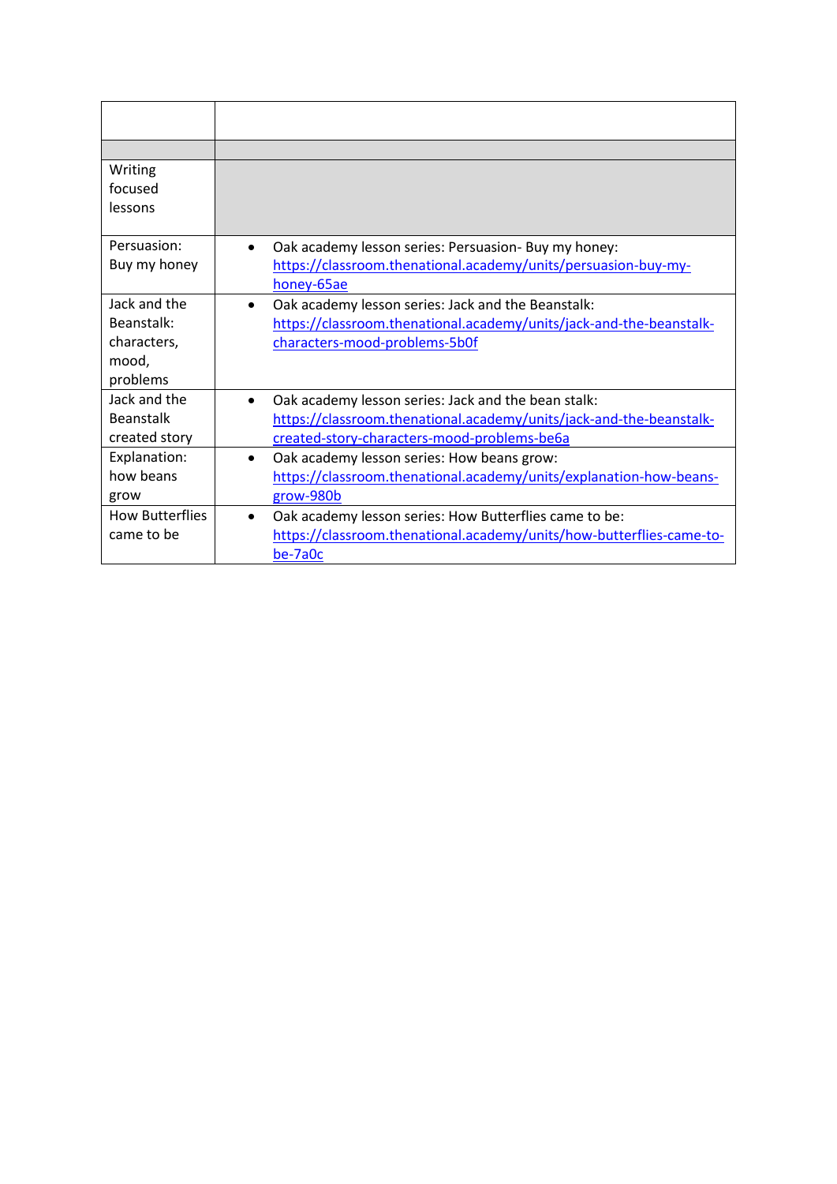| | |
|---|---|
| | |
| Writing focused lessons | |
| Persuasion: Buy my honey | • Oak academy lesson series: Persuasion- Buy my honey: https://classroom.thenational.academy/units/persuasion-buy-my-honey-65ae |
| Jack and the Beanstalk: characters, mood, problems | • Oak academy lesson series: Jack and the Beanstalk: https://classroom.thenational.academy/units/jack-and-the-beanstalk-characters-mood-problems-5b0f |
| Jack and the Beanstalk created story | • Oak academy lesson series: Jack and the bean stalk: https://classroom.thenational.academy/units/jack-and-the-beanstalk-created-story-characters-mood-problems-be6a |
| Explanation: how beans grow | • Oak academy lesson series: How beans grow: https://classroom.thenational.academy/units/explanation-how-beans-grow-980b |
| How Butterflies came to be | • Oak academy lesson series: How Butterflies came to be: https://classroom.thenational.academy/units/how-butterflies-came-to-be-7a0c |